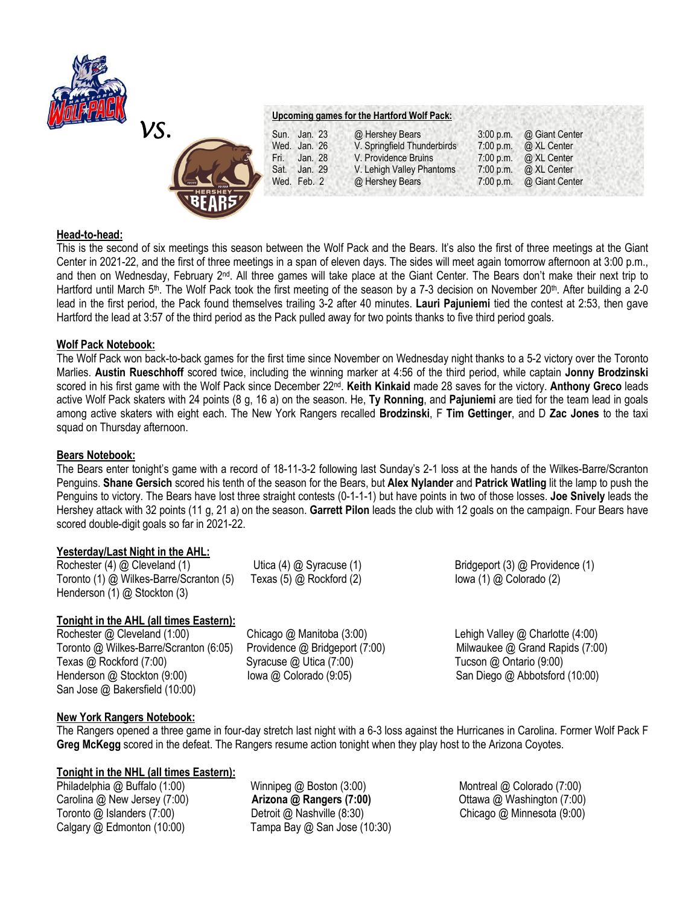vs.

**Upcoming games for the Hartford Wolf Pack:**

| | | | |
|---|---|---|---|
| Sun. Jan. 23 | @ Hershey Bears | 3:00 p.m. | @ Giant Center |
| Wed. Jan. 26 | V. Springfield Thunderbirds | 7:00 p.m. | @ XL Center |
| Fri. Jan. 28 | V. Providence Bruins | 7:00 p.m. | @ XL Center |
| Sat. Jan. 29 | V. Lehigh Valley Phantoms | 7:00 p.m. | @ XL Center |
| Wed. Feb. 2 | @ Hershey Bears | 7:00 p.m. | @ Giant Center |

## Head-to-head:

This is the second of six meetings this season between the Wolf Pack and the Bears. It's also the first of three meetings at the Giant Center in 2021-22, and the first of three meetings in a span of eleven days. The sides will meet again tomorrow afternoon at 3:00 p.m., and then on Wednesday, February 2nd. All three games will take place at the Giant Center. The Bears don't make their next trip to Hartford until March 5th. The Wolf Pack took the first meeting of the season by a 7-3 decision on November 20th. After building a 2-0 lead in the first period, the Pack found themselves trailing 3-2 after 40 minutes. **Lauri Pajuniemi** tied the contest at 2:53, then gave Hartford the lead at 3:57 of the third period as the Pack pulled away for two points thanks to five third period goals.

## Wolf Pack Notebook:

The Wolf Pack won back-to-back games for the first time since November on Wednesday night thanks to a 5-2 victory over the Toronto Marlies. **Austin Rueschhoff** scored twice, including the winning marker at 4:56 of the third period, while captain **Jonny Brodzinski** scored in his first game with the Wolf Pack since December 22nd. **Keith Kinkaid** made 28 saves for the victory. **Anthony Greco** leads active Wolf Pack skaters with 24 points (8 g, 16 a) on the season. He, **Ty Ronning**, and **Pajuniemi** are tied for the team lead in goals among active skaters with eight each. The New York Rangers recalled **Brodzinski**, F **Tim Gettinger**, and D **Zac Jones** to the taxi squad on Thursday afternoon.

## Bears Notebook:

The Bears enter tonight's game with a record of 18-11-3-2 following last Sunday's 2-1 loss at the hands of the Wilkes-Barre/Scranton Penguins. **Shane Gersich** scored his tenth of the season for the Bears, but **Alex Nylander** and **Patrick Watling** lit the lamp to push the Penguins to victory. The Bears have lost three straight contests (0-1-1-1) but have points in two of those losses. **Joe Snively** leads the Hershey attack with 32 points (11 g, 21 a) on the season. **Garrett Pilon** leads the club with 12 goals on the campaign. Four Bears have scored double-digit goals so far in 2021-22.

## Yesterday/Last Night in the AHL:

Rochester (4) @ Cleveland (1)
Toronto (1) @ Wilkes-Barre/Scranton (5)
Henderson (1) @ Stockton (3)
Utica (4) @ Syracuse (1)
Texas (5) @ Rockford (2)
Bridgeport (3) @ Providence (1)
Iowa (1) @ Colorado (2)

## Tonight in the AHL (all times Eastern):

Rochester @ Cleveland (1:00)
Toronto @ Wilkes-Barre/Scranton (6:05)
Texas @ Rockford (7:00)
Henderson @ Stockton (9:00)
San Jose @ Bakersfield (10:00)
Chicago @ Manitoba (3:00)
Providence @ Bridgeport (7:00)
Syracuse @ Utica (7:00)
Iowa @ Colorado (9:05)
Lehigh Valley @ Charlotte (4:00)
Milwaukee @ Grand Rapids (7:00)
Tucson @ Ontario (9:00)
San Diego @ Abbotsford (10:00)

## New York Rangers Notebook:

The Rangers opened a three game in four-day stretch last night with a 6-3 loss against the Hurricanes in Carolina. Former Wolf Pack F **Greg McKegg** scored in the defeat. The Rangers resume action tonight when they play host to the Arizona Coyotes.

## Tonight in the NHL (all times Eastern):

Philadelphia @ Buffalo (1:00)
Carolina @ New Jersey (7:00)
Toronto @ Islanders (7:00)
Calgary @ Edmonton (10:00)
Winnipeg @ Boston (3:00)
**Arizona @ Rangers (7:00)**
Detroit @ Nashville (8:30)
Tampa Bay @ San Jose (10:30)
Montreal @ Colorado (7:00)
Ottawa @ Washington (7:00)
Chicago @ Minnesota (9:00)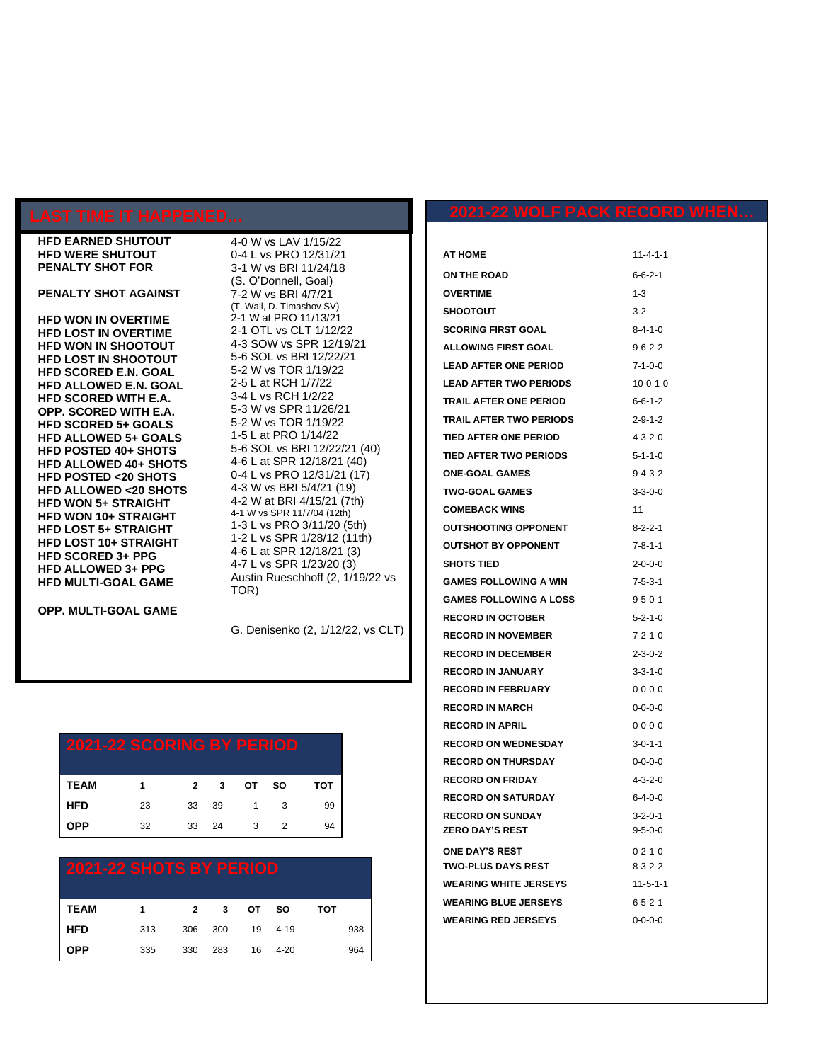## LAST TIME IT HAPPENED…

| | |
|---|---|
| HFD EARNED SHUTOUT | 4-0 W vs LAV 1/15/22 |
| HFD WERE SHUTOUT | 0-4 L vs PRO 12/31/21 |
| PENALTY SHOT FOR | 3-1 W vs BRI 11/24/18 (S. O'Donnell, Goal) |
| PENALTY SHOT AGAINST | 7-2 W vs BRI 4/7/21 (T. Wall, D. Timashov SV) |
| HFD WON IN OVERTIME | 2-1 W at PRO 11/13/21 |
| HFD LOST IN OVERTIME | 2-1 OTL vs CLT 1/12/22 |
| HFD WON IN SHOOTOUT | 4-3 SOW vs SPR 12/19/21 |
| HFD LOST IN SHOOTOUT | 5-6 SOL vs BRI 12/22/21 |
| HFD SCORED E.N. GOAL | 5-2 W vs TOR 1/19/22 |
| HFD ALLOWED E.N. GOAL | 2-5 L at RCH 1/7/22 |
| HFD SCORED WITH E.A. | 3-4 L vs RCH 1/2/22 |
| OPP. SCORED WITH E.A. | 5-3 W vs SPR 11/26/21 |
| HFD SCORED 5+ GOALS | 5-2 W vs TOR 1/19/22 |
| HFD ALLOWED 5+ GOALS | 1-5 L at PRO 1/14/22 |
| HFD POSTED 40+ SHOTS | 5-6 SOL vs BRI 12/22/21 (40) |
| HFD ALLOWED 40+ SHOTS | 4-6 L at SPR 12/18/21 (40) |
| HFD POSTED <20 SHOTS | 0-4 L vs PRO 12/31/21 (17) |
| HFD ALLOWED <20 SHOTS | 4-3 W vs BRI 5/4/21 (19) |
| HFD WON 5+ STRAIGHT | 4-2 W at BRI 4/15/21 (7th) |
| HFD WON 10+ STRAIGHT | 4-1 W vs SPR 11/7/04 (12th) |
| HFD LOST 5+ STRAIGHT | 1-3 L vs PRO 3/11/20 (5th) |
| HFD LOST 10+ STRAIGHT | 1-2 L vs SPR 1/28/12 (11th) |
| HFD SCORED 3+ PPG | 4-6 L at SPR 12/18/21 (3) |
| HFD ALLOWED 3+ PPG | 4-7 L vs SPR 1/23/20 (3) |
| HFD MULTI-GOAL GAME | Austin Rueschhoff (2, 1/19/22 vs TOR) |
| OPP. MULTI-GOAL GAME | G. Denisenko (2, 1/12/22, vs CLT) |

## 2021-22 SCORING BY PERIOD

| TEAM | 1 | 2 | 3 | OT | SO | TOT |
|---|---|---|---|---|---|---|
| HFD | 23 | 33 | 39 | 1 | 3 | 99 |
| OPP | 32 | 33 | 24 | 3 | 2 | 94 |

## 2021-22 SHOTS BY PERIOD

| TEAM | 1 | 2 | 3 | OT | SO | TOT |
|---|---|---|---|---|---|---|
| HFD | 313 | 306 | 300 | 19 | 4-19 | 938 |
| OPP | 335 | 330 | 283 | 16 | 4-20 | 964 |

## 2021-22 WOLF PACK RECORD WHEN…

| | |
|---|---|
| AT HOME | 11-4-1-1 |
| ON THE ROAD | 6-6-2-1 |
| OVERTIME | 1-3 |
| SHOOTOUT | 3-2 |
| SCORING FIRST GOAL | 8-4-1-0 |
| ALLOWING FIRST GOAL | 9-6-2-2 |
| LEAD AFTER ONE PERIOD | 7-1-0-0 |
| LEAD AFTER TWO PERIODS | 10-0-1-0 |
| TRAIL AFTER ONE PERIOD | 6-6-1-2 |
| TRAIL AFTER TWO PERIODS | 2-9-1-2 |
| TIED AFTER ONE PERIOD | 4-3-2-0 |
| TIED AFTER TWO PERIODS | 5-1-1-0 |
| ONE-GOAL GAMES | 9-4-3-2 |
| TWO-GOAL GAMES | 3-3-0-0 |
| COMEBACK WINS | 11 |
| OUTSHOOTING OPPONENT | 8-2-2-1 |
| OUTSHOT BY OPPONENT | 7-8-1-1 |
| SHOTS TIED | 2-0-0-0 |
| GAMES FOLLOWING A WIN | 7-5-3-1 |
| GAMES FOLLOWING A LOSS | 9-5-0-1 |
| RECORD IN OCTOBER | 5-2-1-0 |
| RECORD IN NOVEMBER | 7-2-1-0 |
| RECORD IN DECEMBER | 2-3-0-2 |
| RECORD IN JANUARY | 3-3-1-0 |
| RECORD IN FEBRUARY | 0-0-0-0 |
| RECORD IN MARCH | 0-0-0-0 |
| RECORD IN APRIL | 0-0-0-0 |
| RECORD ON WEDNESDAY | 3-0-1-1 |
| RECORD ON THURSDAY | 0-0-0-0 |
| RECORD ON FRIDAY | 4-3-2-0 |
| RECORD ON SATURDAY | 6-4-0-0 |
| RECORD ON SUNDAY | 3-2-0-1 |
| ZERO DAY'S REST | 9-5-0-0 |
| ONE DAY'S REST | 0-2-1-0 |
| TWO-PLUS DAYS REST | 8-3-2-2 |
| WEARING WHITE JERSEYS | 11-5-1-1 |
| WEARING BLUE JERSEYS | 6-5-2-1 |
| WEARING RED JERSEYS | 0-0-0-0 |